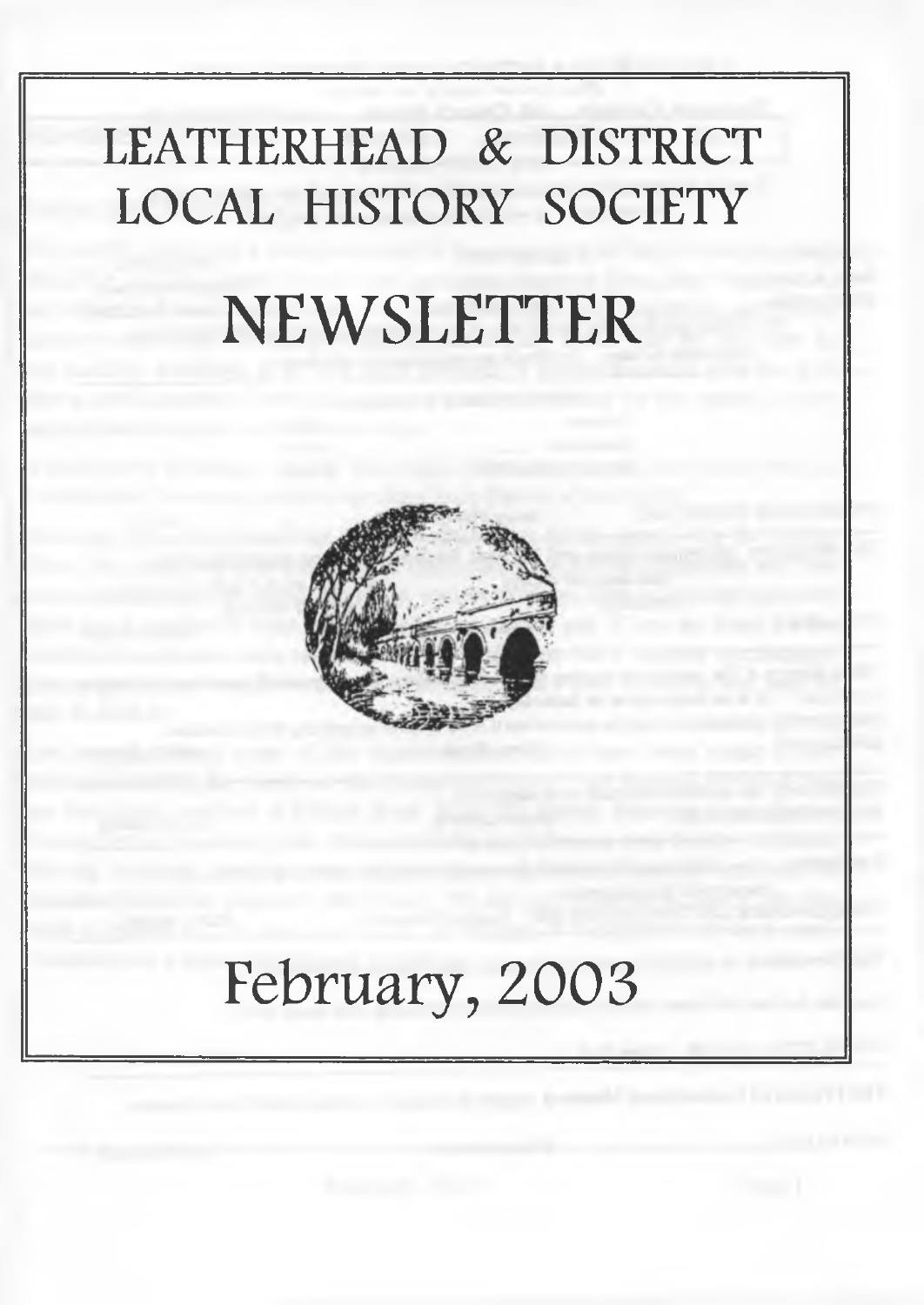# LEATHERHEAD & DISTRICT LOCAL HISTORY SOCIETY

# NEWSLETTER

## February, 2003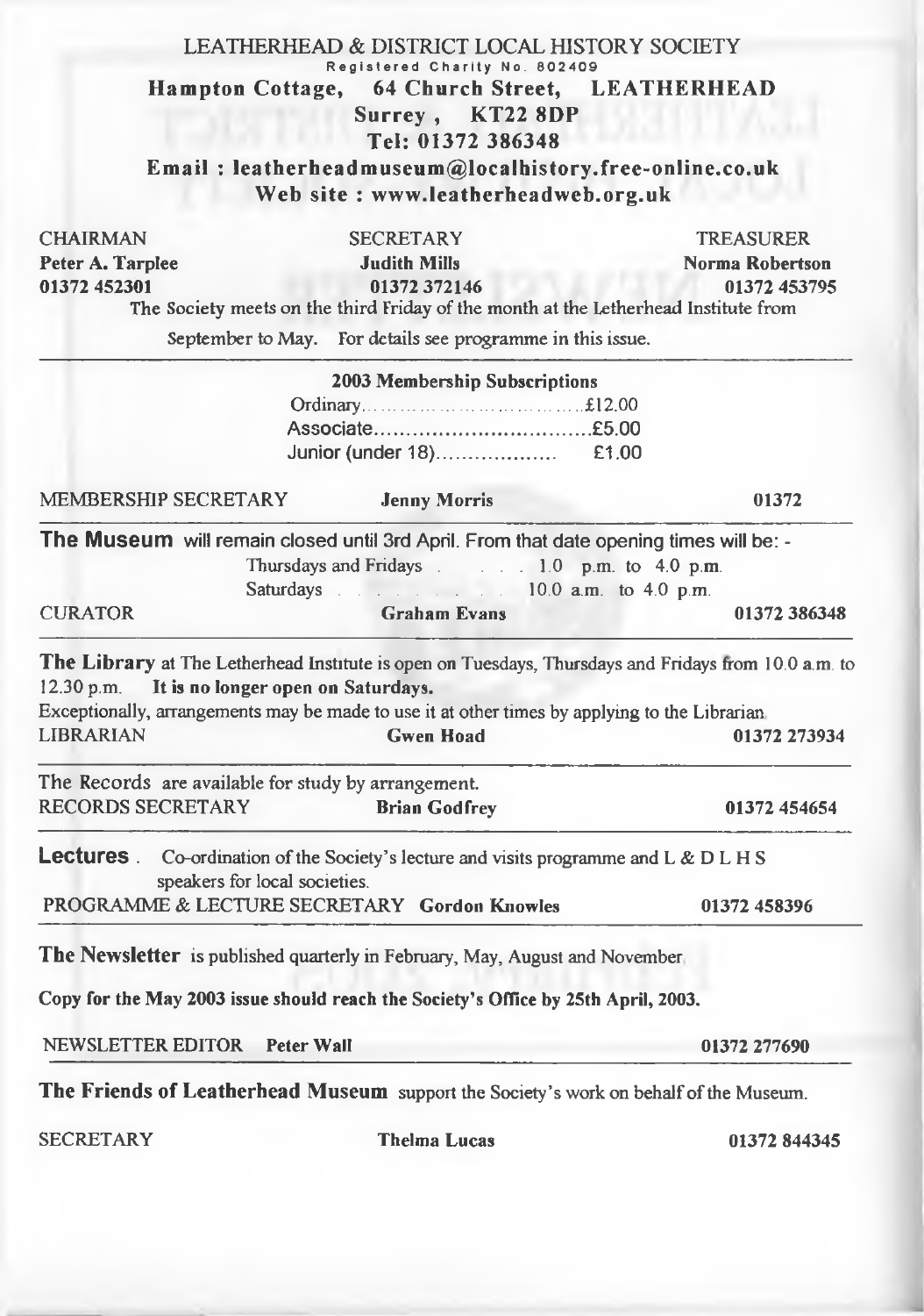# LEATHERHEAD & DISTRICT LOCAL HISTORY SOCIETY

Registered Charity No. 802409

**Hampton Cottage, 64 Church Street, LEATHERHEAD**
**Surrey, KT22 8DP**
**Tel: 01372 386348**
**Email : leatherheadmuseum@localhistory.free-online.co.uk**
**Web site : www.leatherheadweb.org.uk**

| CHAIRMAN | SECRETARY | TREASURER |
|---|---|---|
| **Peter A. Tarplee** | **Judith Mills** | **Norma Robertson** |
| **01372 452301** | **01372 372146** | **01372 453795** |

The Society meets on the third Friday of the month at the Letherhead Institute from September to May. For details see programme in this issue.

**2003 Membership Subscriptions**

Ordinary................................£12.00
Associate................................£5.00
Junior (under 18)................... £1.00

MEMBERSHIP SECRETARY **Jenny Morris** 01372

---

**The Museum** will remain closed until 3rd April. From that date opening times will be: -

Thursdays and Fridays . . . . 1.0 p.m. to 4.0 p.m.
Saturdays . . . . . . 10.0 a.m. to 4.0 p.m.

CURATOR **Graham Evans** 01372 386348

---

**The Library** at The Letherhead Institute is open on Tuesdays, Thursdays and Fridays from 10.0 a.m. to 12.30 p.m. **It is no longer open on Saturdays.**
Exceptionally, arrangements may be made to use it at other times by applying to the Librarian.

LIBRARIAN **Gwen Hoad** 01372 273934

---

The Records are available for study by arrangement.

RECORDS SECRETARY **Brian Godfrey** 01372 454654

---

**Lectures**. Co-ordination of the Society's lecture and visits programme and L & D L H S speakers for local societies.

PROGRAMME & LECTURE SECRETARY **Gordon Knowles** 01372 458396

---

**The Newsletter** is published quarterly in February, May, August and November.

**Copy for the May 2003 issue should reach the Society's Office by 25th April, 2003.**

NEWSLETTER EDITOR **Peter Wall** 01372 277690

---

**The Friends of Leatherhead Museum** support the Society's work on behalf of the Museum.

SECRETARY **Thelma Lucas** 01372 844345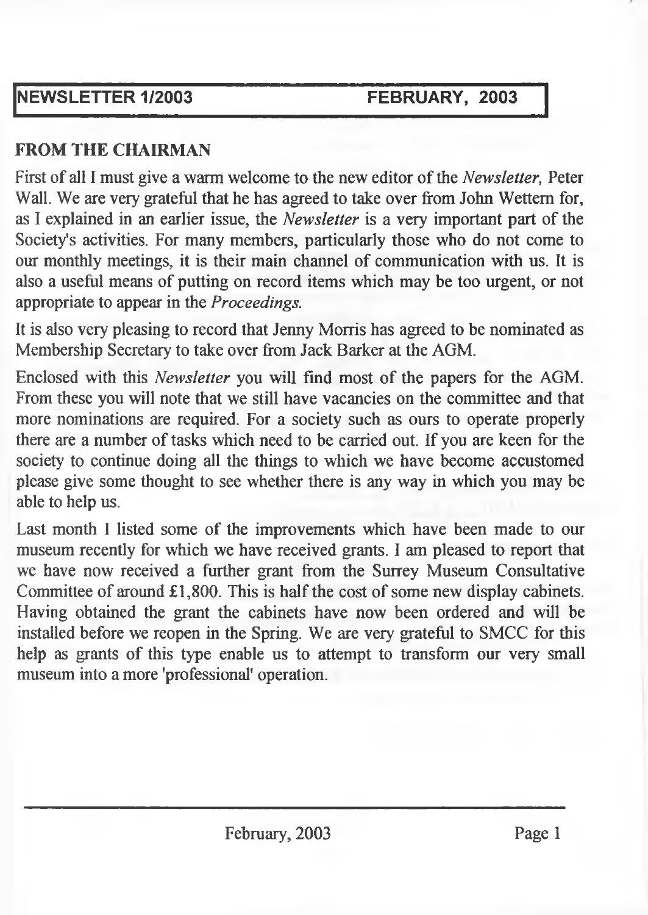**NEWSLETTER 1/2003 FEBRUARY, 2003**

## FROM THE CHAIRMAN

First of all I must give a warm welcome to the new editor of the *Newsletter,* Peter Wall. We are very grateful that he has agreed to take over from John Wettern for, as I explained in an earlier issue, the *Newsletter* is a very important part of the Society's activities. For many members, particularly those who do not come to our monthly meetings, it is their main channel of communication with us. It is also a useful means of putting on record items which may be too urgent, or not appropriate to appear in the *Proceedings.*

It is also very pleasing to record that Jenny Morris has agreed to be nominated as Membership Secretary to take over from Jack Barker at the AGM.

Enclosed with this *Newsletter* you will find most of the papers for the AGM. From these you will note that we still have vacancies on the committee and that more nominations are required. For a society such as ours to operate properly there are a number of tasks which need to be carried out. If you are keen for the society to continue doing all the things to which we have become accustomed please give some thought to see whether there is any way in which you may be able to help us.

Last month I listed some of the improvements which have been made to our museum recently for which we have received grants. I am pleased to report that we have now received a further grant from the Surrey Museum Consultative Committee of around £1,800. This is half the cost of some new display cabinets. Having obtained the grant the cabinets have now been ordered and will be installed before we reopen in the Spring. We are very grateful to SMCC for this help as grants of this type enable us to attempt to transform our very small museum into a more 'professional' operation.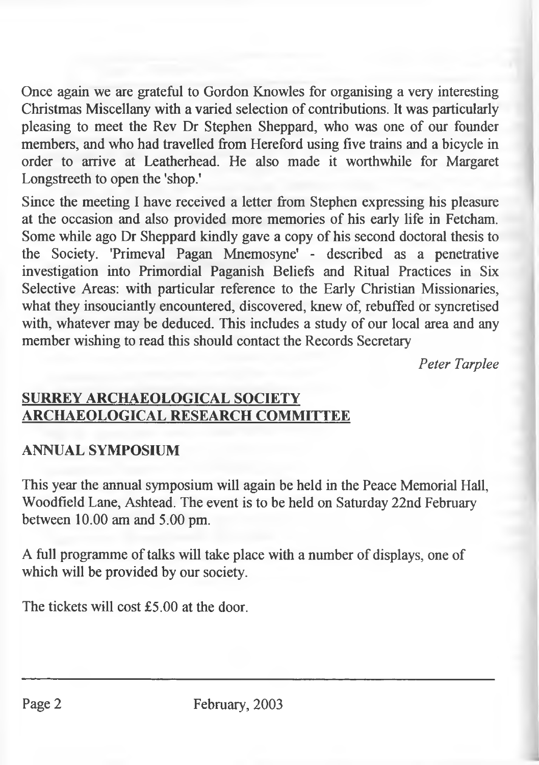Once again we are grateful to Gordon Knowles for organising a very interesting Christmas Miscellany with a varied selection of contributions. It was particularly pleasing to meet the Rev Dr Stephen Sheppard, who was one of our founder members, and who had travelled from Hereford using five trains and a bicycle in order to arrive at Leatherhead. He also made it worthwhile for Margaret Longstreeth to open the 'shop.'

Since the meeting I have received a letter from Stephen expressing his pleasure at the occasion and also provided more memories of his early life in Fetcham. Some while ago Dr Sheppard kindly gave a copy of his second doctoral thesis to the Society. 'Primeval Pagan Mnemosyne' - described as a penetrative investigation into Primordial Paganish Beliefs and Ritual Practices in Six Selective Areas: with particular reference to the Early Christian Missionaries, what they insouciantly encountered, discovered, knew of, rebuffed or syncretised with, whatever may be deduced. This includes a study of our local area and any member wishing to read this should contact the Records Secretary

*Peter Tarplee*

## SURREY ARCHAEOLOGICAL SOCIETY ARCHAEOLOGICAL RESEARCH COMMITTEE

### ANNUAL SYMPOSIUM

This year the annual symposium will again be held in the Peace Memorial Hall, Woodfield Lane, Ashtead. The event is to be held on Saturday 22nd February between 10.00 am and 5.00 pm.

A full programme of talks will take place with a number of displays, one of which will be provided by our society.

The tickets will cost £5.00 at the door.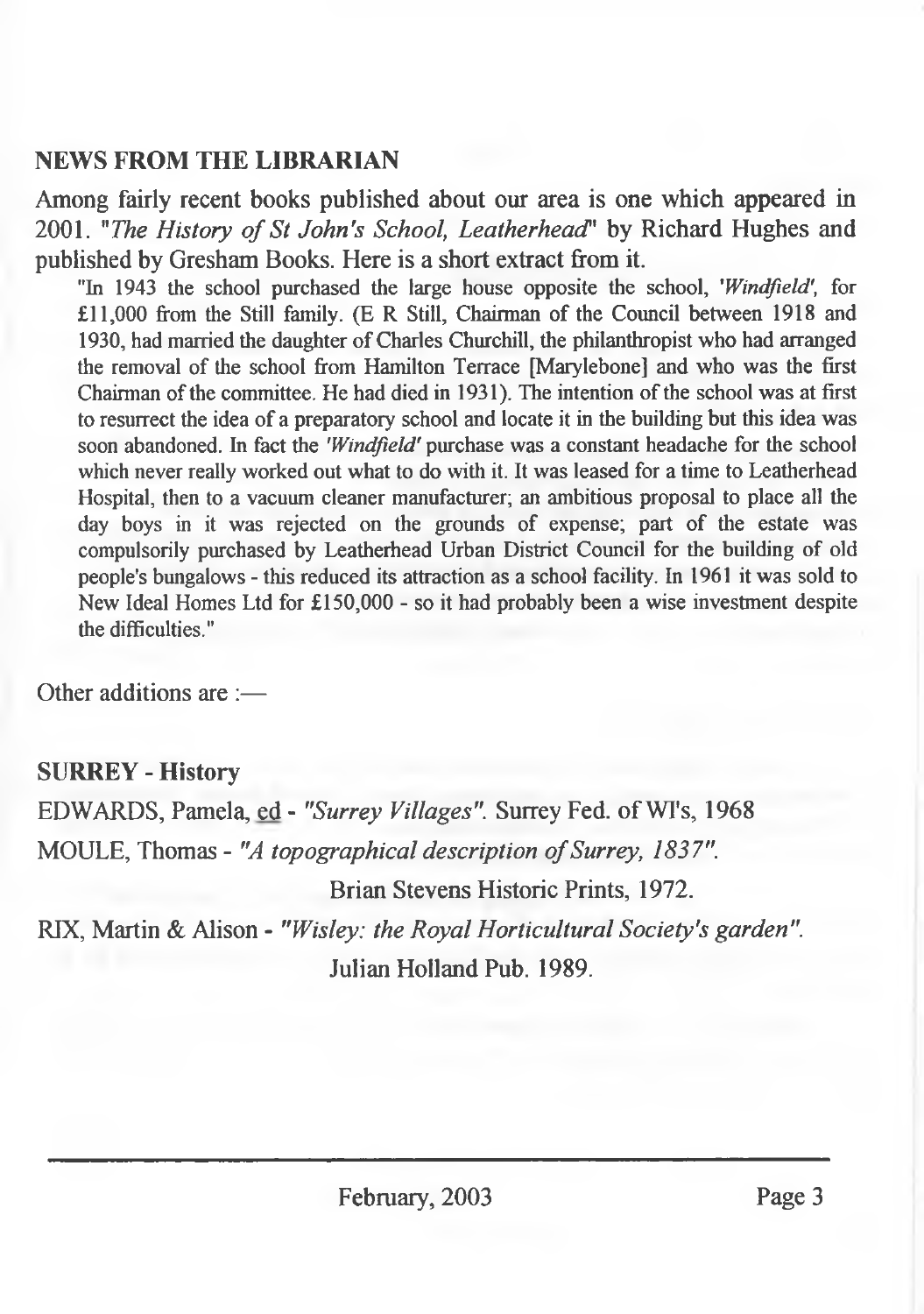## NEWS FROM THE LIBRARIAN

Among fairly recent books published about our area is one which appeared in 2001. "*The History of St John's School, Leatherhead*" by Richard Hughes and published by Gresham Books. Here is a short extract from it.

> "In 1943 the school purchased the large house opposite the school, *'Windfield'*, for £11,000 from the Still family. (E R Still, Chairman of the Council between 1918 and 1930, had married the daughter of Charles Churchill, the philanthropist who had arranged the removal of the school from Hamilton Terrace [Marylebone] and who was the first Chairman of the committee. He had died in 1931). The intention of the school was at first to resurrect the idea of a preparatory school and locate it in the building but this idea was soon abandoned. In fact the *'Windfield'* purchase was a constant headache for the school which never really worked out what to do with it. It was leased for a time to Leatherhead Hospital, then to a vacuum cleaner manufacturer; an ambitious proposal to place all the day boys in it was rejected on the grounds of expense; part of the estate was compulsorily purchased by Leatherhead Urban District Council for the building of old people's bungalows - this reduced its attraction as a school facility. In 1961 it was sold to New Ideal Homes Ltd for £150,000 - so it had probably been a wise investment despite the difficulties."

Other additions are :—

**SURREY - History**

EDWARDS, Pamela, ed - *"Surrey Villages".* Surrey Fed. of WI's, 1968

MOULE, Thomas - *"A topographical description of Surrey, 1837".*
Brian Stevens Historic Prints, 1972.

RIX, Martin & Alison - *"Wisley: the Royal Horticultural Society's garden".*
Julian Holland Pub. 1989.

February, 2003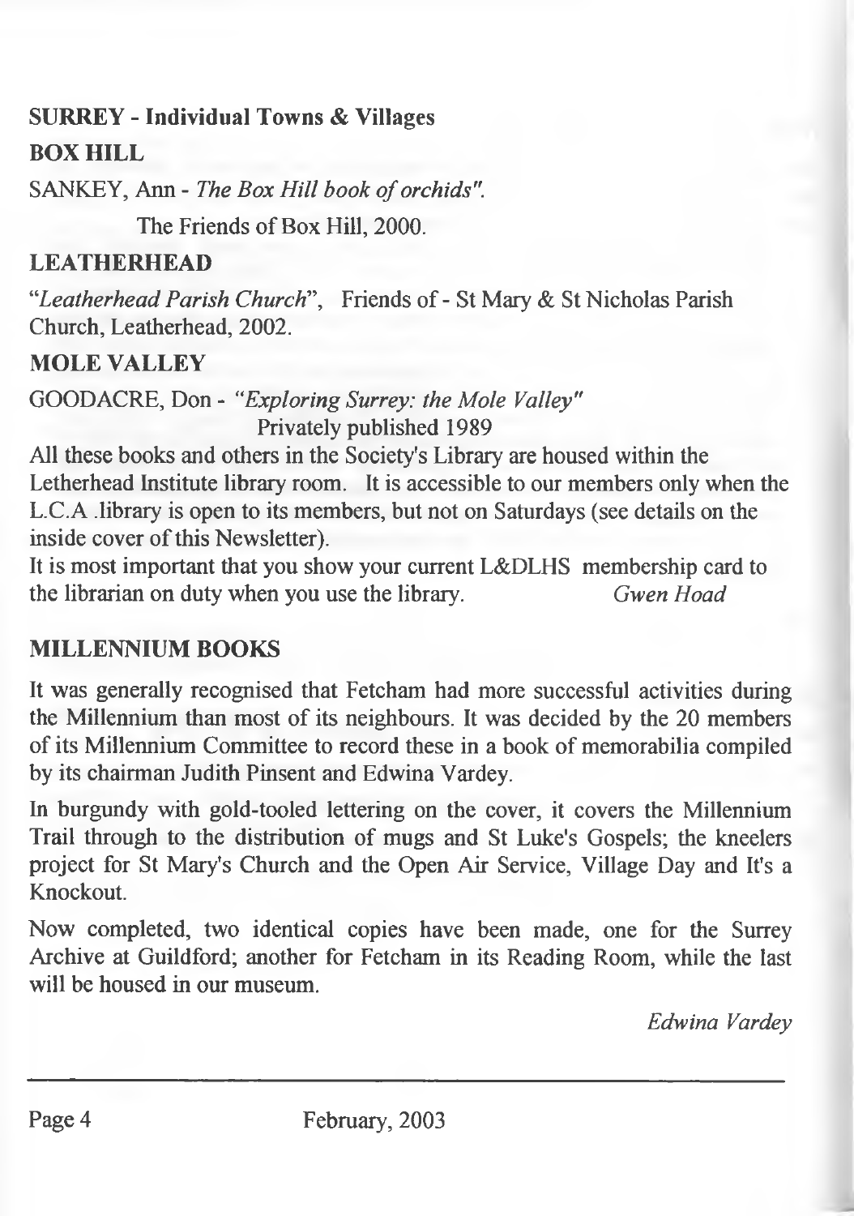## SURREY - Individual Towns & Villages

### BOX HILL

SANKEY, Ann - *The Box Hill book of orchids".*

The Friends of Box Hill, 2000.

### LEATHERHEAD

"*Leatherhead Parish Church*", Friends of - St Mary & St Nicholas Parish Church, Leatherhead, 2002.

### MOLE VALLEY

GOODACRE, Don - *"Exploring Surrey: the Mole Valley"*
Privately published 1989

All these books and others in the Society's Library are housed within the Letherhead Institute library room. It is accessible to our members only when the L.C.A .library is open to its members, but not on Saturdays (see details on the inside cover of this Newsletter).

It is most important that you show your current L&DLHS membership card to the librarian on duty when you use the library. *Gwen Hoad*

## MILLENNIUM BOOKS

It was generally recognised that Fetcham had more successful activities during the Millennium than most of its neighbours. It was decided by the 20 members of its Millennium Committee to record these in a book of memorabilia compiled by its chairman Judith Pinsent and Edwina Vardey.

In burgundy with gold-tooled lettering on the cover, it covers the Millennium Trail through to the distribution of mugs and St Luke's Gospels; the kneelers project for St Mary's Church and the Open Air Service, Village Day and It's a Knockout.

Now completed, two identical copies have been made, one for the Surrey Archive at Guildford; another for Fetcham in its Reading Room, while the last will be housed in our museum.

*Edwina Vardey*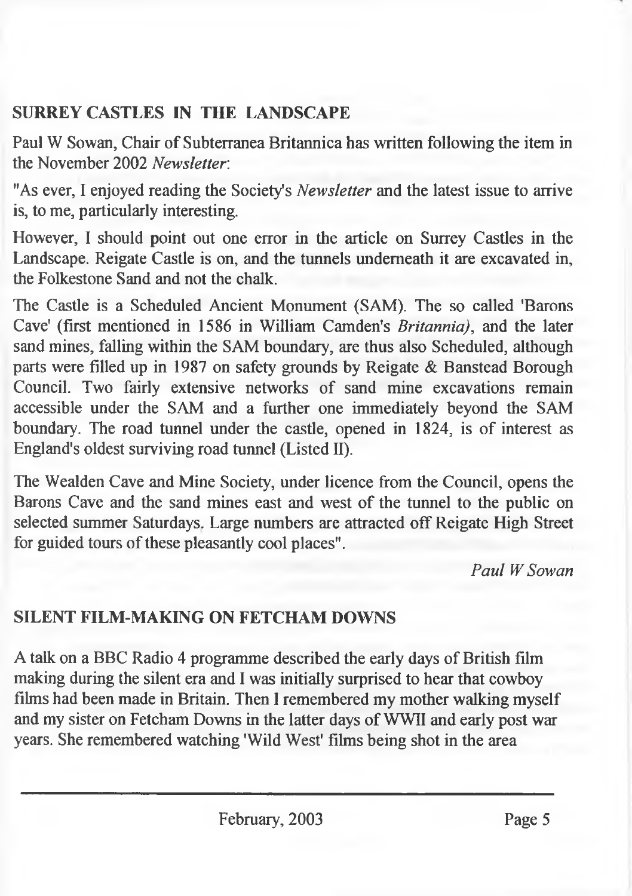## SURREY CASTLES IN THE LANDSCAPE

Paul W Sowan, Chair of Subterranea Britannica has written following the item in the November 2002 *Newsletter*:

"As ever, I enjoyed reading the Society's *Newsletter* and the latest issue to arrive is, to me, particularly interesting.

However, I should point out one error in the article on Surrey Castles in the Landscape. Reigate Castle is on, and the tunnels underneath it are excavated in, the Folkestone Sand and not the chalk.

The Castle is a Scheduled Ancient Monument (SAM). The so called 'Barons Cave' (first mentioned in 1586 in William Camden's *Britannia)*, and the later sand mines, falling within the SAM boundary, are thus also Scheduled, although parts were filled up in 1987 on safety grounds by Reigate & Banstead Borough Council. Two fairly extensive networks of sand mine excavations remain accessible under the SAM and a further one immediately beyond the SAM boundary. The road tunnel under the castle, opened in 1824, is of interest as England's oldest surviving road tunnel (Listed II).

The Wealden Cave and Mine Society, under licence from the Council, opens the Barons Cave and the sand mines east and west of the tunnel to the public on selected summer Saturdays. Large numbers are attracted off Reigate High Street for guided tours of these pleasantly cool places".

*Paul W Sowan*

## SILENT FILM-MAKING ON FETCHAM DOWNS

A talk on a BBC Radio 4 programme described the early days of British film making during the silent era and I was initially surprised to hear that cowboy films had been made in Britain. Then I remembered my mother walking myself and my sister on Fetcham Downs in the latter days of WWII and early post war years. She remembered watching 'Wild West' films being shot in the area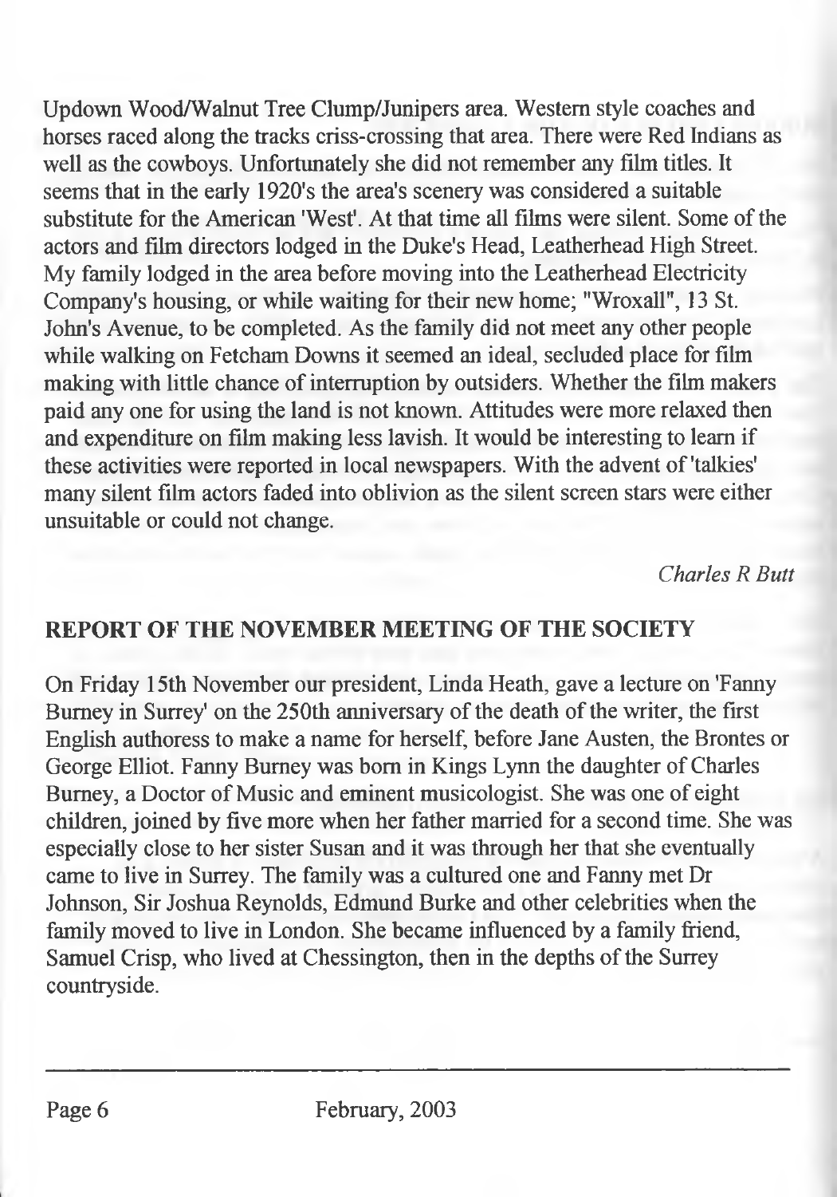Updown Wood/Walnut Tree Clump/Junipers area. Western style coaches and horses raced along the tracks criss-crossing that area. There were Red Indians as well as the cowboys. Unfortunately she did not remember any film titles. It seems that in the early 1920's the area's scenery was considered a suitable substitute for the American 'West'. At that time all films were silent. Some of the actors and film directors lodged in the Duke's Head, Leatherhead High Street. My family lodged in the area before moving into the Leatherhead Electricity Company's housing, or while waiting for their new home; "Wroxall", 13 St. John's Avenue, to be completed. As the family did not meet any other people while walking on Fetcham Downs it seemed an ideal, secluded place for film making with little chance of interruption by outsiders. Whether the film makers paid any one for using the land is not known. Attitudes were more relaxed then and expenditure on film making less lavish. It would be interesting to learn if these activities were reported in local newspapers. With the advent of 'talkies' many silent film actors faded into oblivion as the silent screen stars were either unsuitable or could not change.

*Charles R Butt*

## REPORT OF THE NOVEMBER MEETING OF THE SOCIETY

On Friday 15th November our president, Linda Heath, gave a lecture on 'Fanny Burney in Surrey' on the 250th anniversary of the death of the writer, the first English authoress to make a name for herself, before Jane Austen, the Brontes or George Elliot. Fanny Burney was born in Kings Lynn the daughter of Charles Burney, a Doctor of Music and eminent musicologist. She was one of eight children, joined by five more when her father married for a second time. She was especially close to her sister Susan and it was through her that she eventually came to live in Surrey. The family was a cultured one and Fanny met Dr Johnson, Sir Joshua Reynolds, Edmund Burke and other celebrities when the family moved to live in London. She became influenced by a family friend, Samuel Crisp, who lived at Chessington, then in the depths of the Surrey countryside.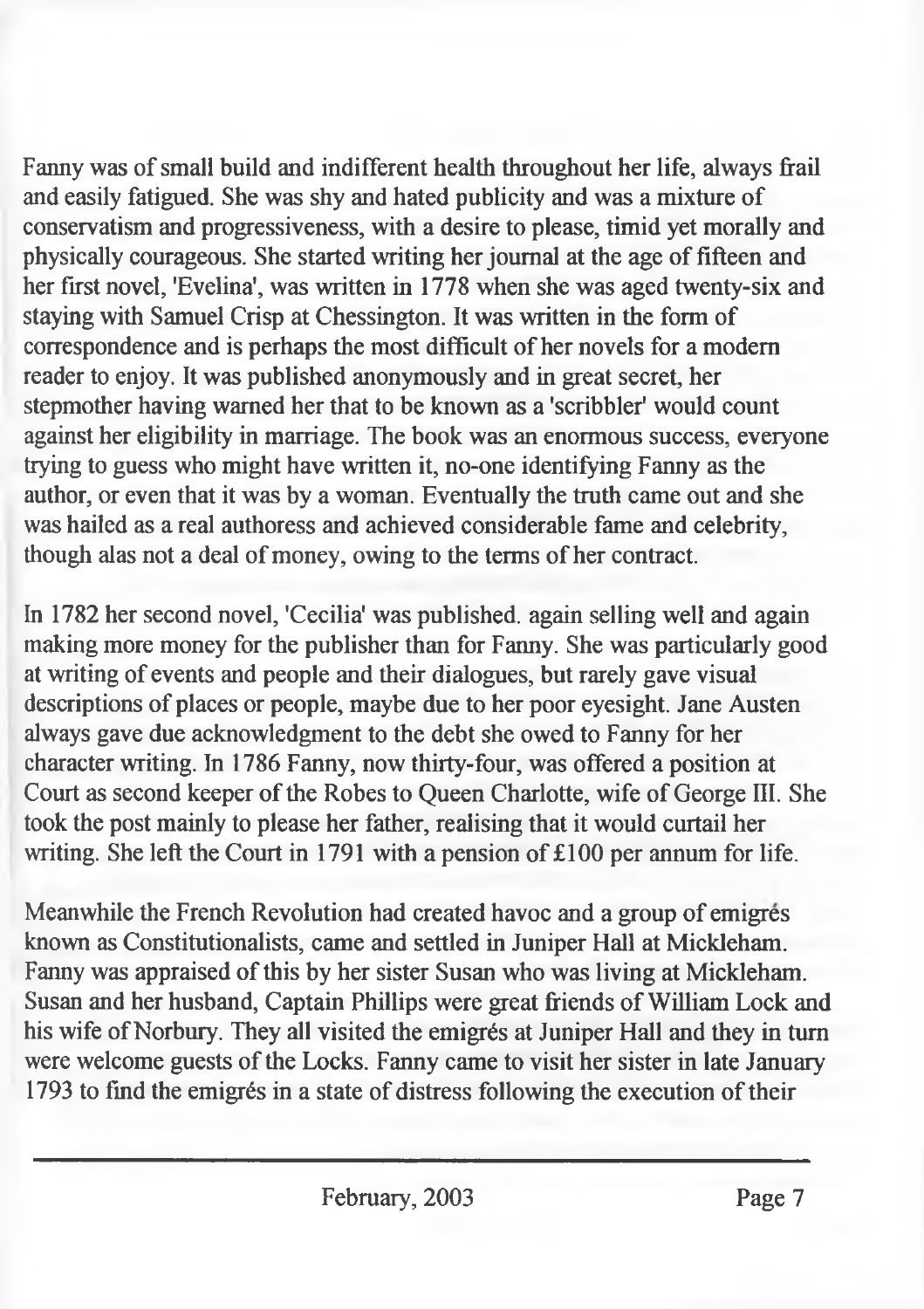Fanny was of small build and indifferent health throughout her life, always frail and easily fatigued. She was shy and hated publicity and was a mixture of conservatism and progressiveness, with a desire to please, timid yet morally and physically courageous. She started writing her journal at the age of fifteen and her first novel, 'Evelina', was written in 1778 when she was aged twenty-six and staying with Samuel Crisp at Chessington. It was written in the form of correspondence and is perhaps the most difficult of her novels for a modern reader to enjoy. It was published anonymously and in great secret, her stepmother having warned her that to be known as a 'scribbler' would count against her eligibility in marriage. The book was an enormous success, everyone trying to guess who might have written it, no-one identifying Fanny as the author, or even that it was by a woman. Eventually the truth came out and she was hailed as a real authoress and achieved considerable fame and celebrity, though alas not a deal of money, owing to the terms of her contract.

In 1782 her second novel, 'Cecilia' was published. again selling well and again making more money for the publisher than for Fanny. She was particularly good at writing of events and people and their dialogues, but rarely gave visual descriptions of places or people, maybe due to her poor eyesight. Jane Austen always gave due acknowledgment to the debt she owed to Fanny for her character writing. In 1786 Fanny, now thirty-four, was offered a position at Court as second keeper of the Robes to Queen Charlotte, wife of George III. She took the post mainly to please her father, realising that it would curtail her writing. She left the Court in 1791 with a pension of £100 per annum for life.

Meanwhile the French Revolution had created havoc and a group of emigrés known as Constitutionalists, came and settled in Juniper Hall at Mickleham. Fanny was appraised of this by her sister Susan who was living at Mickleham. Susan and her husband, Captain Phillips were great friends of William Lock and his wife of Norbury. They all visited the emigrés at Juniper Hall and they in turn were welcome guests of the Locks. Fanny came to visit her sister in late January 1793 to find the emigrés in a state of distress following the execution of their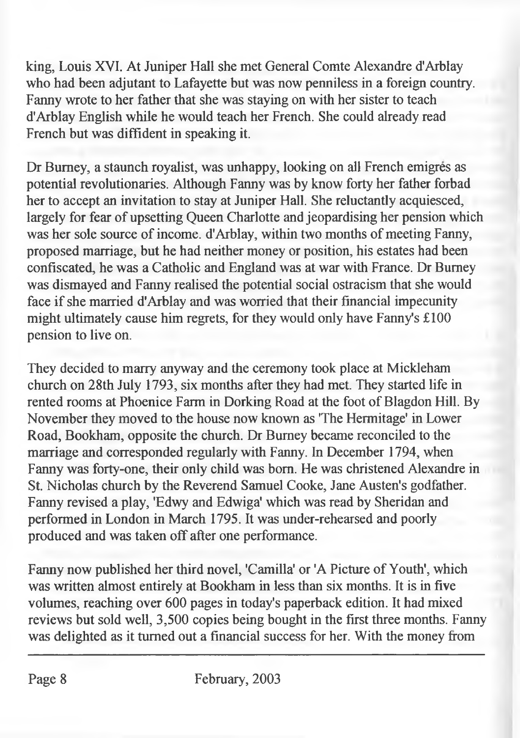king, Louis XVI. At Juniper Hall she met General Comte Alexandre d'Arblay who had been adjutant to Lafayette but was now penniless in a foreign country. Fanny wrote to her father that she was staying on with her sister to teach d'Arblay English while he would teach her French. She could already read French but was diffident in speaking it.

Dr Burney, a staunch royalist, was unhappy, looking on all French emigrés as potential revolutionaries. Although Fanny was by know forty her father forbad her to accept an invitation to stay at Juniper Hall. She reluctantly acquiesced, largely for fear of upsetting Queen Charlotte and jeopardising her pension which was her sole source of income. d'Arblay, within two months of meeting Fanny, proposed marriage, but he had neither money or position, his estates had been confiscated, he was a Catholic and England was at war with France. Dr Burney was dismayed and Fanny realised the potential social ostracism that she would face if she married d'Arblay and was worried that their financial impecunity might ultimately cause him regrets, for they would only have Fanny's £100 pension to live on.

They decided to marry anyway and the ceremony took place at Mickleham church on 28th July 1793, six months after they had met. They started life in rented rooms at Phoenice Farm in Dorking Road at the foot of Blagdon Hill. By November they moved to the house now known as 'The Hermitage' in Lower Road, Bookham, opposite the church. Dr Burney became reconciled to the marriage and corresponded regularly with Fanny. In December 1794, when Fanny was forty-one, their only child was born. He was christened Alexandre in St. Nicholas church by the Reverend Samuel Cooke, Jane Austen's godfather. Fanny revised a play, 'Edwy and Edwiga' which was read by Sheridan and performed in London in March 1795. It was under-rehearsed and poorly produced and was taken off after one performance.

Fanny now published her third novel, 'Camilla' or 'A Picture of Youth', which was written almost entirely at Bookham in less than six months. It is in five volumes, reaching over 600 pages in today's paperback edition. It had mixed reviews but sold well, 3,500 copies being bought in the first three months. Fanny was delighted as it turned out a financial success for her. With the money from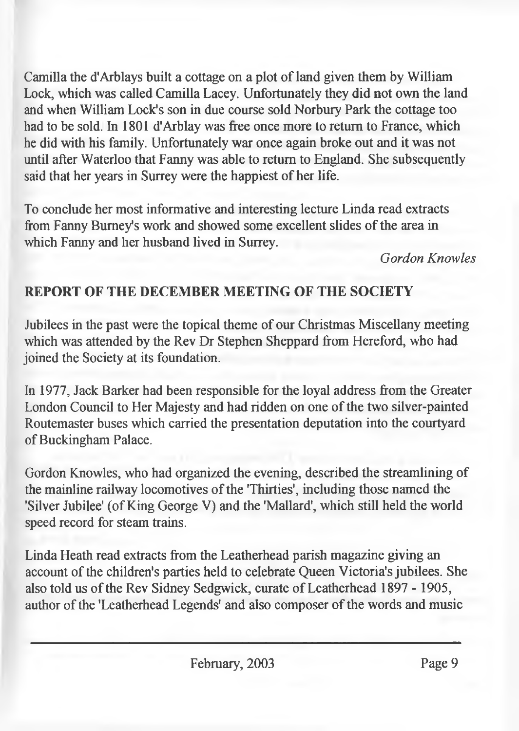Camilla the d'Arblays built a cottage on a plot of land given them by William Lock, which was called Camilla Lacey. Unfortunately they did not own the land and when William Lock's son in due course sold Norbury Park the cottage too had to be sold. In 1801 d'Arblay was free once more to return to France, which he did with his family. Unfortunately war once again broke out and it was not until after Waterloo that Fanny was able to return to England. She subsequently said that her years in Surrey were the happiest of her life.

To conclude her most informative and interesting lecture Linda read extracts from Fanny Burney's work and showed some excellent slides of the area in which Fanny and her husband lived in Surrey.

*Gordon Knowles*

## REPORT OF THE DECEMBER MEETING OF THE SOCIETY

Jubilees in the past were the topical theme of our Christmas Miscellany meeting which was attended by the Rev Dr Stephen Sheppard from Hereford, who had joined the Society at its foundation.

In 1977, Jack Barker had been responsible for the loyal address from the Greater London Council to Her Majesty and had ridden on one of the two silver-painted Routemaster buses which carried the presentation deputation into the courtyard of Buckingham Palace.

Gordon Knowles, who had organized the evening, described the streamlining of the mainline railway locomotives of the 'Thirties', including those named the 'Silver Jubilee' (of King George V) and the 'Mallard', which still held the world speed record for steam trains.

Linda Heath read extracts from the Leatherhead parish magazine giving an account of the children's parties held to celebrate Queen Victoria's jubilees. She also told us of the Rev Sidney Sedgwick, curate of Leatherhead 1897 - 1905, author of the 'Leatherhead Legends' and also composer of the words and music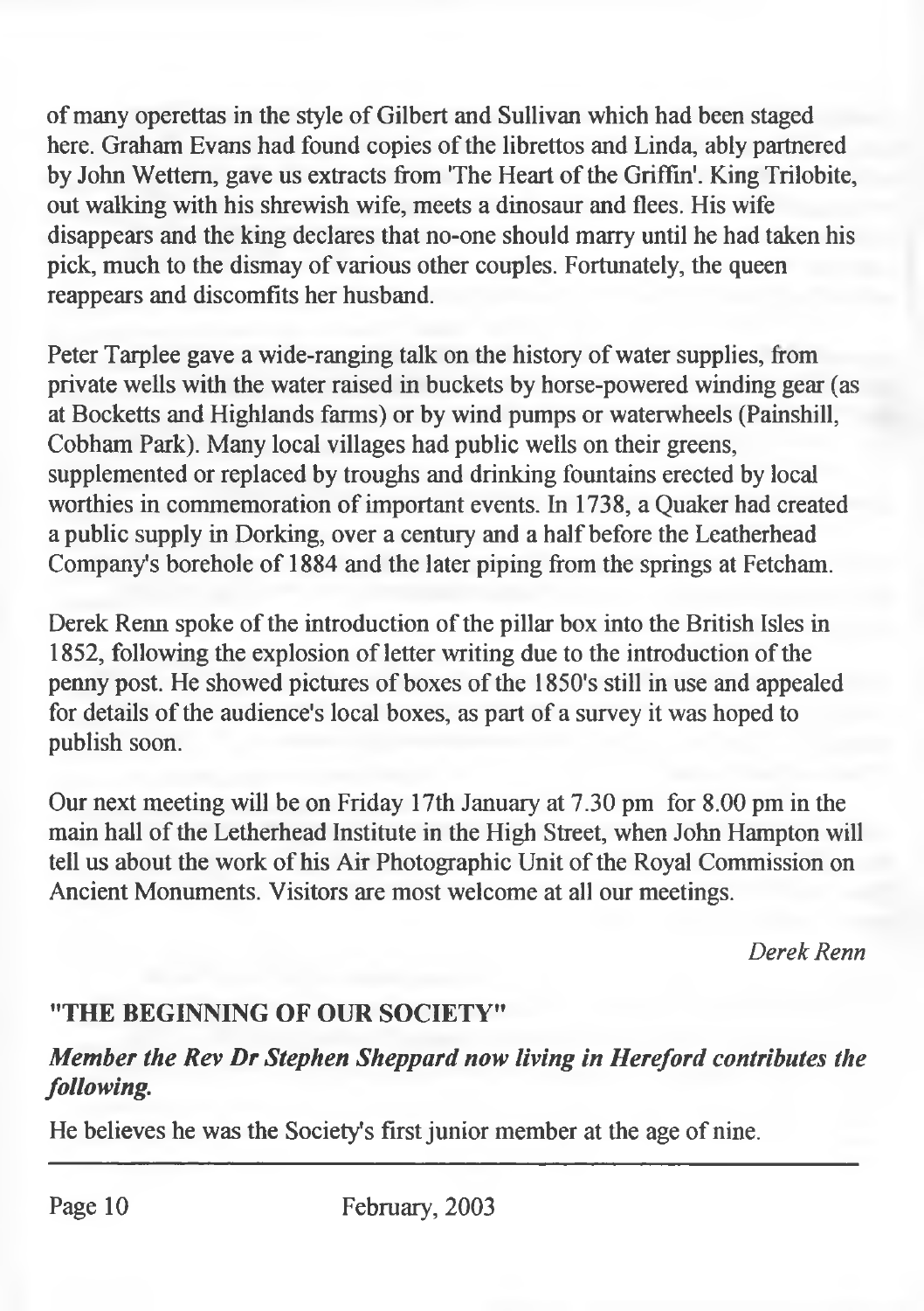of many operettas in the style of Gilbert and Sullivan which had been staged here. Graham Evans had found copies of the librettos and Linda, ably partnered by John Wettern, gave us extracts from 'The Heart of the Griffin'. King Trilobite, out walking with his shrewish wife, meets a dinosaur and flees. His wife disappears and the king declares that no-one should marry until he had taken his pick, much to the dismay of various other couples. Fortunately, the queen reappears and discomfits her husband.

Peter Tarplee gave a wide-ranging talk on the history of water supplies, from private wells with the water raised in buckets by horse-powered winding gear (as at Bocketts and Highlands farms) or by wind pumps or waterwheels (Painshill, Cobham Park). Many local villages had public wells on their greens, supplemented or replaced by troughs and drinking fountains erected by local worthies in commemoration of important events. In 1738, a Quaker had created a public supply in Dorking, over a century and a half before the Leatherhead Company's borehole of 1884 and the later piping from the springs at Fetcham.

Derek Renn spoke of the introduction of the pillar box into the British Isles in 1852, following the explosion of letter writing due to the introduction of the penny post. He showed pictures of boxes of the 1850's still in use and appealed for details of the audience's local boxes, as part of a survey it was hoped to publish soon.

Our next meeting will be on Friday 17th January at 7.30 pm for 8.00 pm in the main hall of the Letherhead Institute in the High Street, when John Hampton will tell us about the work of his Air Photographic Unit of the Royal Commission on Ancient Monuments. Visitors are most welcome at all our meetings.

*Derek Renn*

## "THE BEGINNING OF OUR SOCIETY"

***Member the Rev Dr Stephen Sheppard now living in Hereford contributes the following.***

He believes he was the Society's first junior member at the age of nine.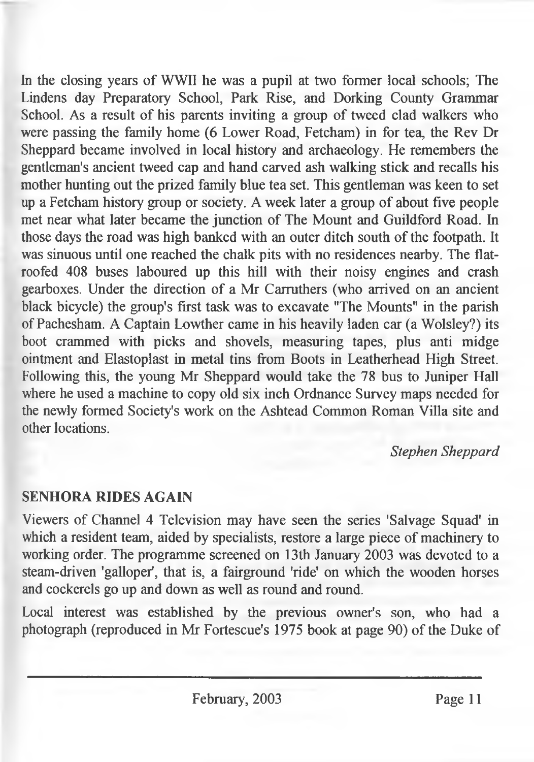In the closing years of WWII he was a pupil at two former local schools; The Lindens day Preparatory School, Park Rise, and Dorking County Grammar School. As a result of his parents inviting a group of tweed clad walkers who were passing the family home (6 Lower Road, Fetcham) in for tea, the Rev Dr Sheppard became involved in local history and archaeology. He remembers the gentleman's ancient tweed cap and hand carved ash walking stick and recalls his mother hunting out the prized family blue tea set. This gentleman was keen to set up a Fetcham history group or society. A week later a group of about five people met near what later became the junction of The Mount and Guildford Road. In those days the road was high banked with an outer ditch south of the footpath. It was sinuous until one reached the chalk pits with no residences nearby. The flat-roofed 408 buses laboured up this hill with their noisy engines and crash gearboxes. Under the direction of a Mr Carruthers (who arrived on an ancient black bicycle) the group's first task was to excavate "The Mounts" in the parish of Pachesham. A Captain Lowther came in his heavily laden car (a Wolsley?) its boot crammed with picks and shovels, measuring tapes, plus anti midge ointment and Elastoplast in metal tins from Boots in Leatherhead High Street. Following this, the young Mr Sheppard would take the 78 bus to Juniper Hall where he used a machine to copy old six inch Ordnance Survey maps needed for the newly formed Society's work on the Ashtead Common Roman Villa site and other locations.

*Stephen Sheppard*

## SENHORA RIDES AGAIN

Viewers of Channel 4 Television may have seen the series 'Salvage Squad' in which a resident team, aided by specialists, restore a large piece of machinery to working order. The programme screened on 13th January 2003 was devoted to a steam-driven 'galloper', that is, a fairground 'ride' on which the wooden horses and cockerels go up and down as well as round and round.

Local interest was established by the previous owner's son, who had a photograph (reproduced in Mr Fortescue's 1975 book at page 90) of the Duke of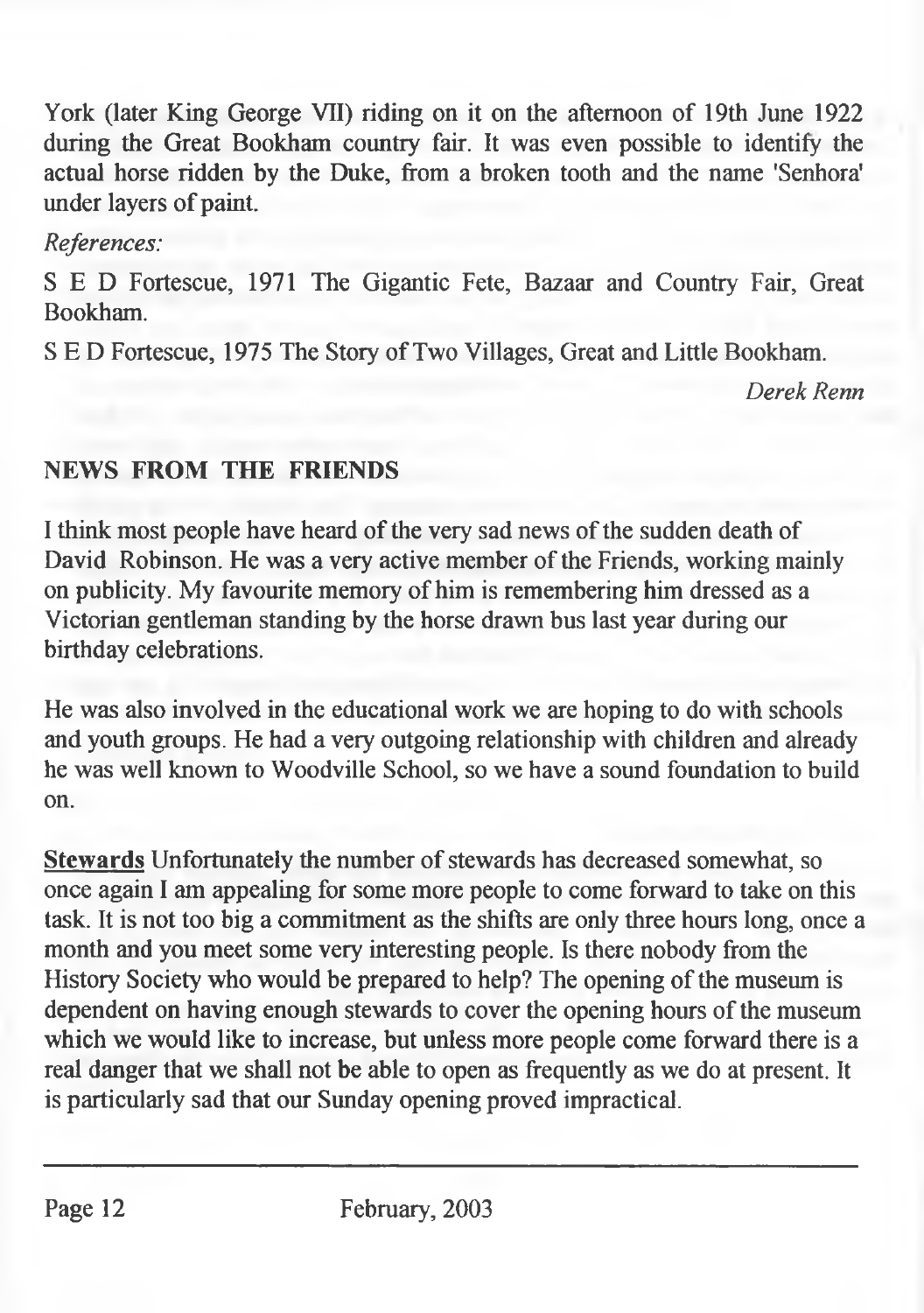York (later King George VII) riding on it on the afternoon of 19th June 1922 during the Great Bookham country fair. It was even possible to identify the actual horse ridden by the Duke, from a broken tooth and the name 'Senhora' under layers of paint.

*References:*

S E D Fortescue, 1971 The Gigantic Fete, Bazaar and Country Fair, Great Bookham.

S E D Fortescue, 1975 The Story of Two Villages, Great and Little Bookham.

*Derek Renn*

## NEWS FROM THE FRIENDS

I think most people have heard of the very sad news of the sudden death of David Robinson. He was a very active member of the Friends, working mainly on publicity. My favourite memory of him is remembering him dressed as a Victorian gentleman standing by the horse drawn bus last year during our birthday celebrations.

He was also involved in the educational work we are hoping to do with schools and youth groups. He had a very outgoing relationship with children and already he was well known to Woodville School, so we have a sound foundation to build on.

**Stewards** Unfortunately the number of stewards has decreased somewhat, so once again I am appealing for some more people to come forward to take on this task. It is not too big a commitment as the shifts are only three hours long, once a month and you meet some very interesting people. Is there nobody from the History Society who would be prepared to help? The opening of the museum is dependent on having enough stewards to cover the opening hours of the museum which we would like to increase, but unless more people come forward there is a real danger that we shall not be able to open as frequently as we do at present. It is particularly sad that our Sunday opening proved impractical.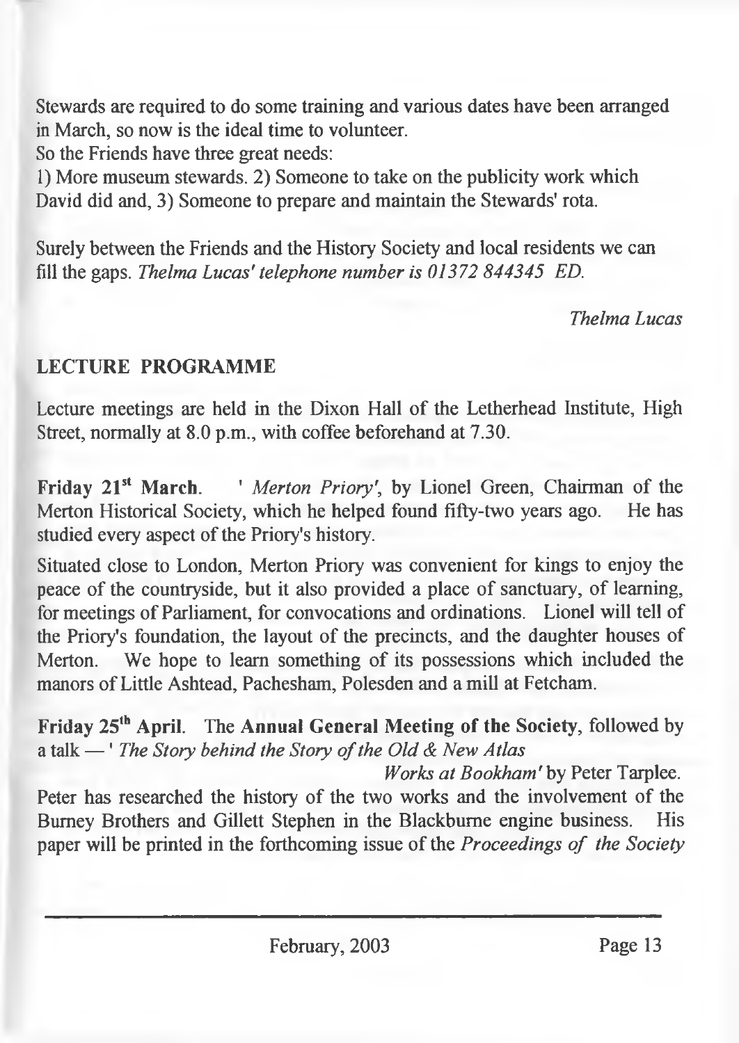Stewards are required to do some training and various dates have been arranged in March, so now is the ideal time to volunteer.

So the Friends have three great needs:

1) More museum stewards. 2) Someone to take on the publicity work which David did and, 3) Someone to prepare and maintain the Stewards' rota.

Surely between the Friends and the History Society and local residents we can fill the gaps. *Thelma Lucas' telephone number is 01372 844345 ED.*

*Thelma Lucas*

## LECTURE PROGRAMME

Lecture meetings are held in the Dixon Hall of the Letherhead Institute, High Street, normally at 8.0 p.m., with coffee beforehand at 7.30.

**Friday 21st March.** '*Merton Priory*', by Lionel Green, Chairman of the Merton Historical Society, which he helped found fifty-two years ago. He has studied every aspect of the Priory's history.

Situated close to London, Merton Priory was convenient for kings to enjoy the peace of the countryside, but it also provided a place of sanctuary, of learning, for meetings of Parliament, for convocations and ordinations. Lionel will tell of the Priory's foundation, the layout of the precincts, and the daughter houses of Merton. We hope to learn something of its possessions which included the manors of Little Ashtead, Pachesham, Polesden and a mill at Fetcham.

**Friday 25th April.** The **Annual General Meeting of the Society**, followed by a talk — '*The Story behind the Story of the Old & New Atlas Works at Bookham*' by Peter Tarplee.

Peter has researched the history of the two works and the involvement of the Burney Brothers and Gillett Stephen in the Blackburne engine business. His paper will be printed in the forthcoming issue of the *Proceedings of the Society*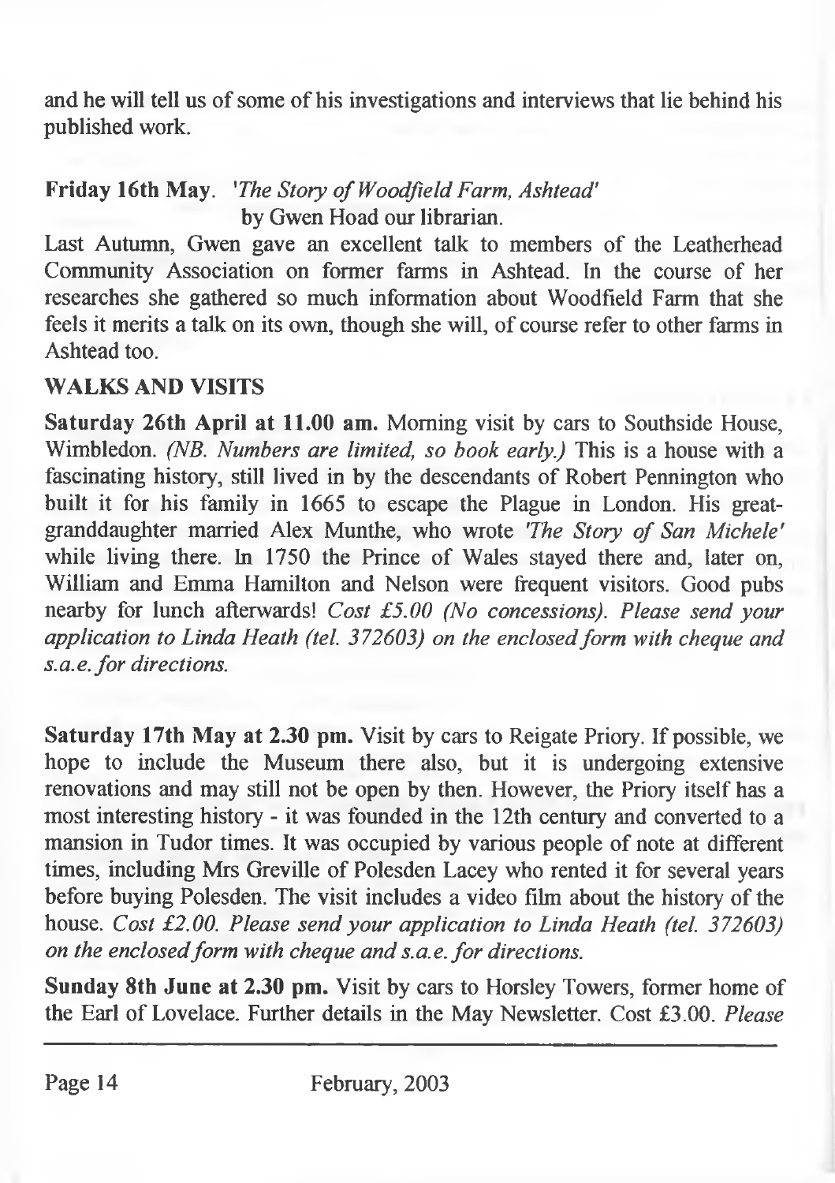and he will tell us of some of his investigations and interviews that lie behind his published work.

**Friday 16th May**. *'The Story of Woodfield Farm, Ashtead'*
by Gwen Hoad our librarian.

Last Autumn, Gwen gave an excellent talk to members of the Leatherhead Community Association on former farms in Ashtead. In the course of her researches she gathered so much information about Woodfield Farm that she feels it merits a talk on its own, though she will, of course refer to other farms in Ashtead too.

## WALKS AND VISITS

**Saturday 26th April at 11.00 am.** Morning visit by cars to Southside House, Wimbledon. *(NB. Numbers are limited, so book early.)* This is a house with a fascinating history, still lived in by the descendants of Robert Pennington who built it for his family in 1665 to escape the Plague in London. His great-granddaughter married Alex Munthe, who wrote *'The Story of San Michele'* while living there. In 1750 the Prince of Wales stayed there and, later on, William and Emma Hamilton and Nelson were frequent visitors. Good pubs nearby for lunch afterwards! *Cost £5.00 (No concessions). Please send your application to Linda Heath (tel. 372603) on the enclosed form with cheque and s.a.e. for directions.*

**Saturday 17th May at 2.30 pm.** Visit by cars to Reigate Priory. If possible, we hope to include the Museum there also, but it is undergoing extensive renovations and may still not be open by then. However, the Priory itself has a most interesting history - it was founded in the 12th century and converted to a mansion in Tudor times. It was occupied by various people of note at different times, including Mrs Greville of Polesden Lacey who rented it for several years before buying Polesden. The visit includes a video film about the history of the house. *Cost £2.00. Please send your application to Linda Heath (tel. 372603) on the enclosed form with cheque and s.a.e. for directions.*

**Sunday 8th June at 2.30 pm.** Visit by cars to Horsley Towers, former home of the Earl of Lovelace. Further details in the May Newsletter. Cost £3.00. *Please*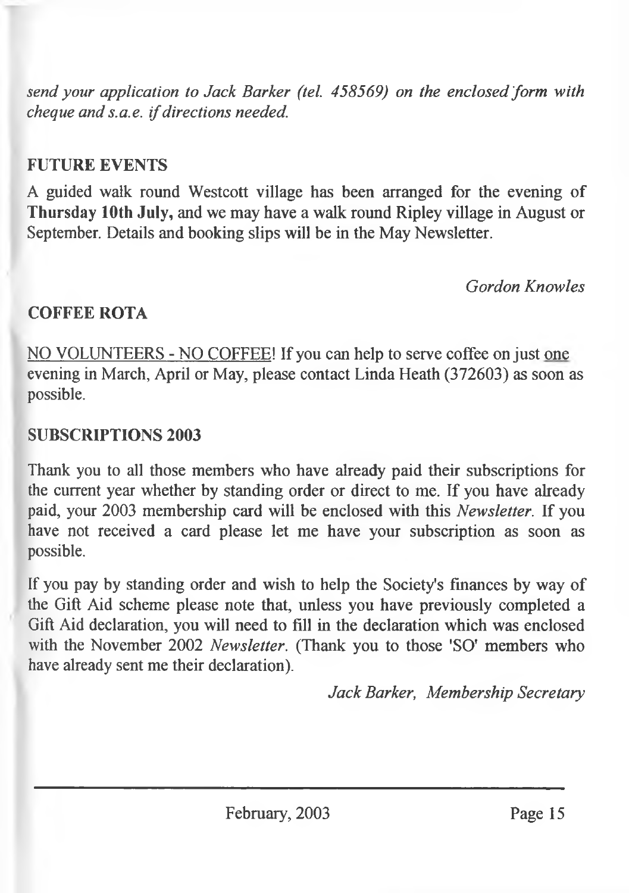*send your application to Jack Barker (tel. 458569) on the enclosed form with cheque and s.a.e. if directions needed.*

## FUTURE EVENTS

A guided walk round Westcott village has been arranged for the evening of **Thursday 10th July,** and we may have a walk round Ripley village in August or September. Details and booking slips will be in the May Newsletter.

*Gordon Knowles*

## COFFEE ROTA

NO VOLUNTEERS - NO COFFEE! If you can help to serve coffee on just one evening in March, April or May, please contact Linda Heath (372603) as soon as possible.

## SUBSCRIPTIONS 2003

Thank you to all those members who have already paid their subscriptions for the current year whether by standing order or direct to me. If you have already paid, your 2003 membership card will be enclosed with this *Newsletter*. If you have not received a card please let me have your subscription as soon as possible.

If you pay by standing order and wish to help the Society's finances by way of the Gift Aid scheme please note that, unless you have previously completed a Gift Aid declaration, you will need to fill in the declaration which was enclosed with the November 2002 *Newsletter*. (Thank you to those 'SO' members who have already sent me their declaration).

*Jack Barker, Membership Secretary*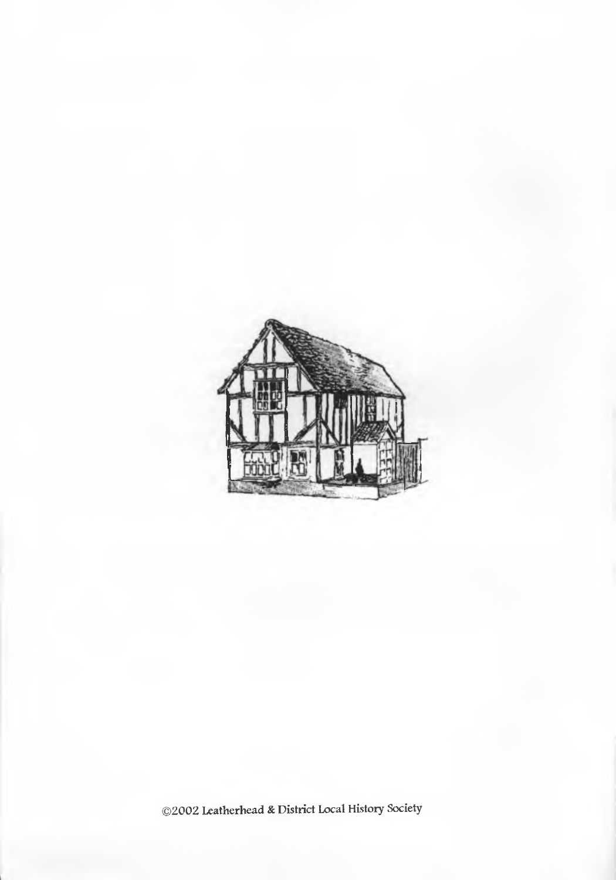©2002 Leatherhead & District Local History Society